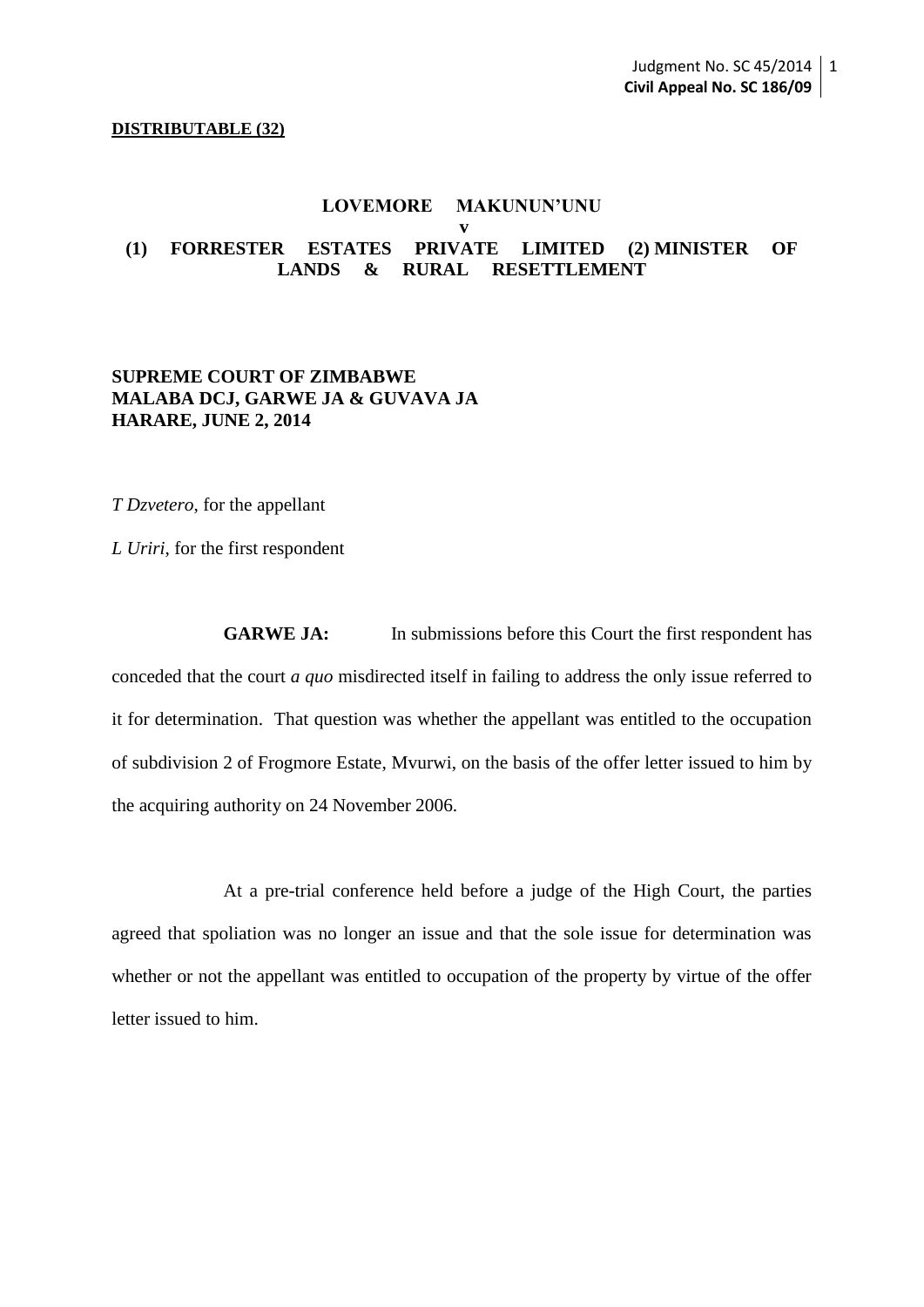**DISTRIBUTABLE (32)**

**LOVEMORE MAKUNUN'UNU**

**v**

**(1) FORRESTER ESTATES PRIVATE LIMITED (2) MINISTER OF LANDS & RURAL RESETTLEMENT**

**SUPREME COURT OF ZIMBABWE**
**MALABA DCJ, GARWE JA & GUVAVA JA**
**HARARE, JUNE 2, 2014**

*T Dzvetero*, for the appellant

*L Uriri*, for the first respondent

**GARWE JA:** In submissions before this Court the first respondent has conceded that the court *a quo* misdirected itself in failing to address the only issue referred to it for determination. That question was whether the appellant was entitled to the occupation of subdivision 2 of Frogmore Estate, Mvurwi, on the basis of the offer letter issued to him by the acquiring authority on 24 November 2006.

At a pre-trial conference held before a judge of the High Court, the parties agreed that spoliation was no longer an issue and that the sole issue for determination was whether or not the appellant was entitled to occupation of the property by virtue of the offer letter issued to him.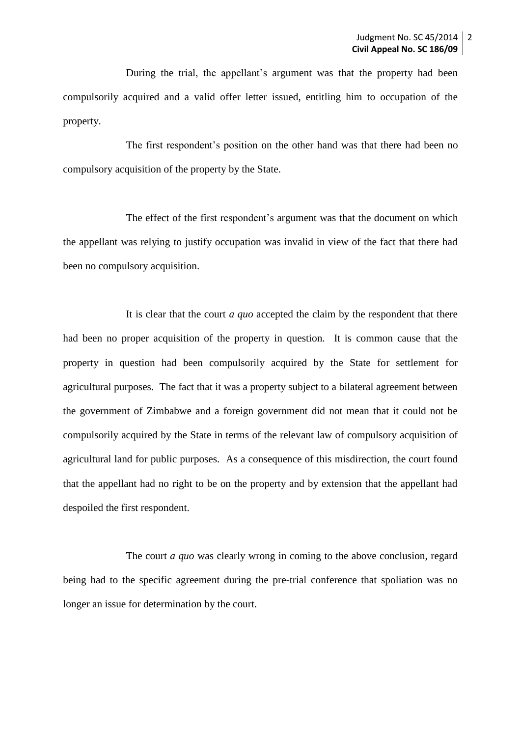During the trial, the appellant's argument was that the property had been compulsorily acquired and a valid offer letter issued, entitling him to occupation of the property.

The first respondent's position on the other hand was that there had been no compulsory acquisition of the property by the State.

The effect of the first respondent's argument was that the document on which the appellant was relying to justify occupation was invalid in view of the fact that there had been no compulsory acquisition.

It is clear that the court *a quo* accepted the claim by the respondent that there had been no proper acquisition of the property in question. It is common cause that the property in question had been compulsorily acquired by the State for settlement for agricultural purposes. The fact that it was a property subject to a bilateral agreement between the government of Zimbabwe and a foreign government did not mean that it could not be compulsorily acquired by the State in terms of the relevant law of compulsory acquisition of agricultural land for public purposes. As a consequence of this misdirection, the court found that the appellant had no right to be on the property and by extension that the appellant had despoiled the first respondent.

The court *a quo* was clearly wrong in coming to the above conclusion, regard being had to the specific agreement during the pre-trial conference that spoliation was no longer an issue for determination by the court.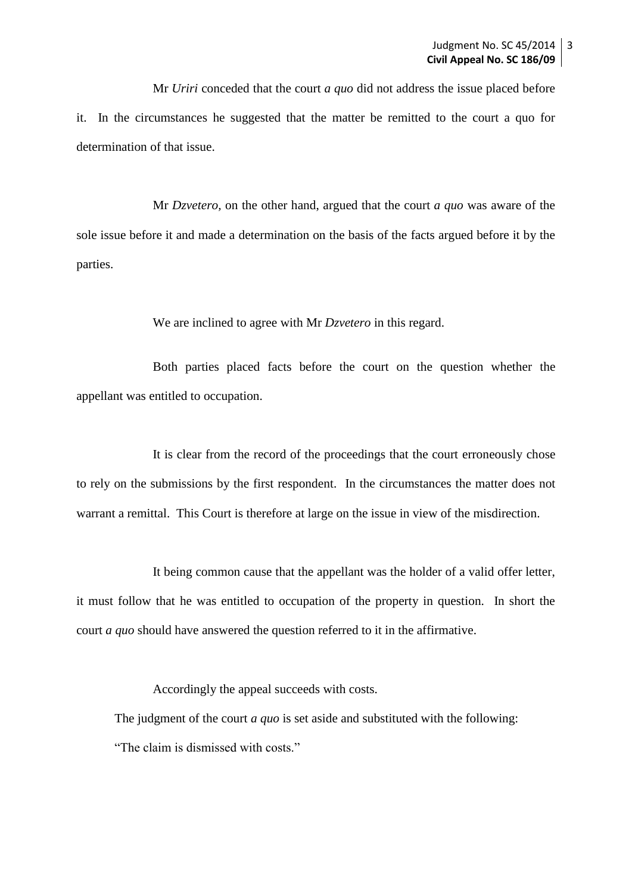Mr *Uriri* conceded that the court *a quo* did not address the issue placed before it. In the circumstances he suggested that the matter be remitted to the court a quo for determination of that issue.

Mr *Dzvetero*, on the other hand, argued that the court *a quo* was aware of the sole issue before it and made a determination on the basis of the facts argued before it by the parties.

We are inclined to agree with Mr *Dzvetero* in this regard.

Both parties placed facts before the court on the question whether the appellant was entitled to occupation.

It is clear from the record of the proceedings that the court erroneously chose to rely on the submissions by the first respondent. In the circumstances the matter does not warrant a remittal. This Court is therefore at large on the issue in view of the misdirection.

It being common cause that the appellant was the holder of a valid offer letter, it must follow that he was entitled to occupation of the property in question. In short the court *a quo* should have answered the question referred to it in the affirmative.

Accordingly the appeal succeeds with costs.

The judgment of the court *a quo* is set aside and substituted with the following:

"The claim is dismissed with costs."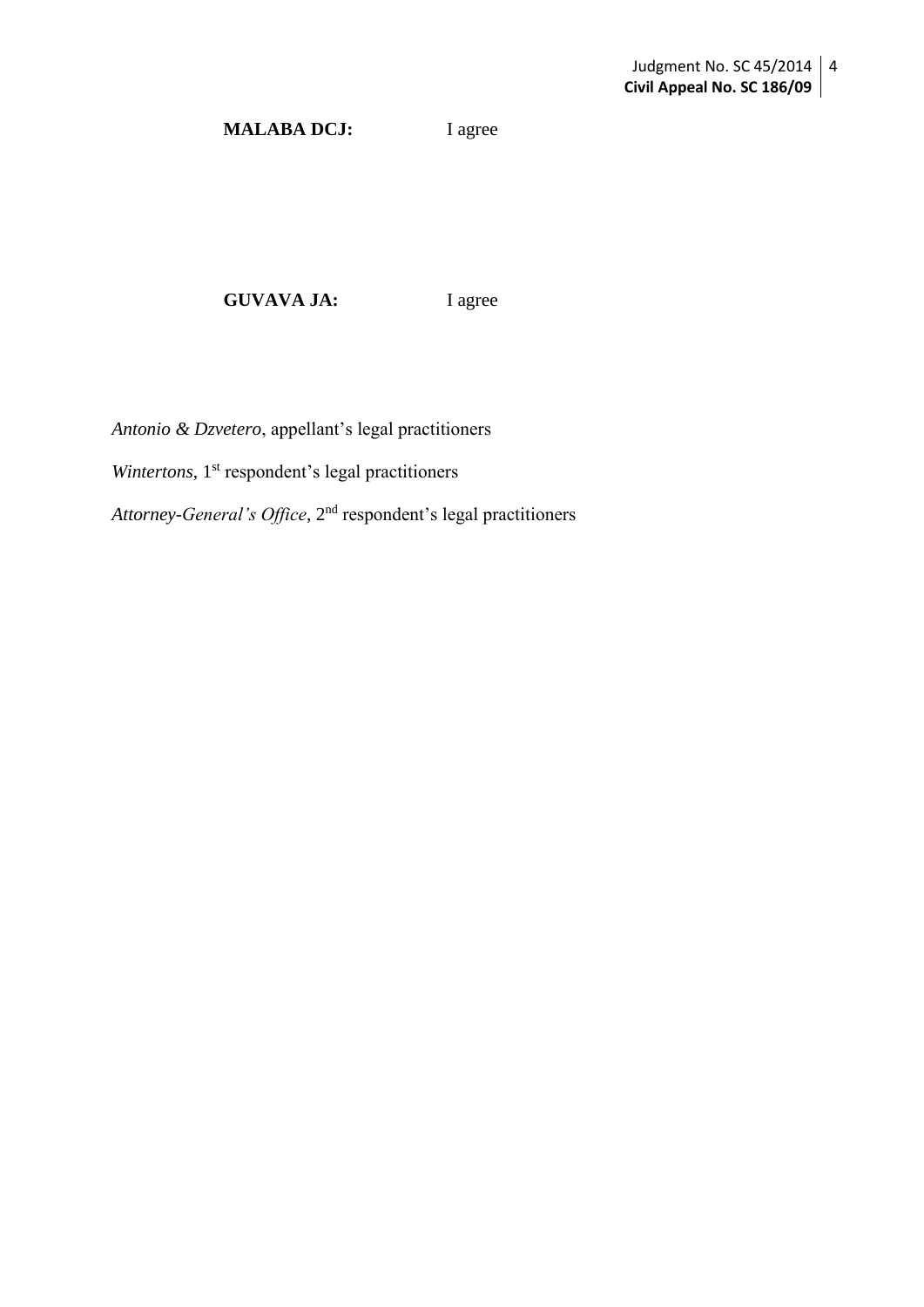**MALABA DCJ:** I agree

**GUVAVA JA:** I agree

*Antonio & Dzvetero*, appellant's legal practitioners

*Wintertons*, 1st respondent's legal practitioners

*Attorney-General's Office*, 2nd respondent's legal practitioners